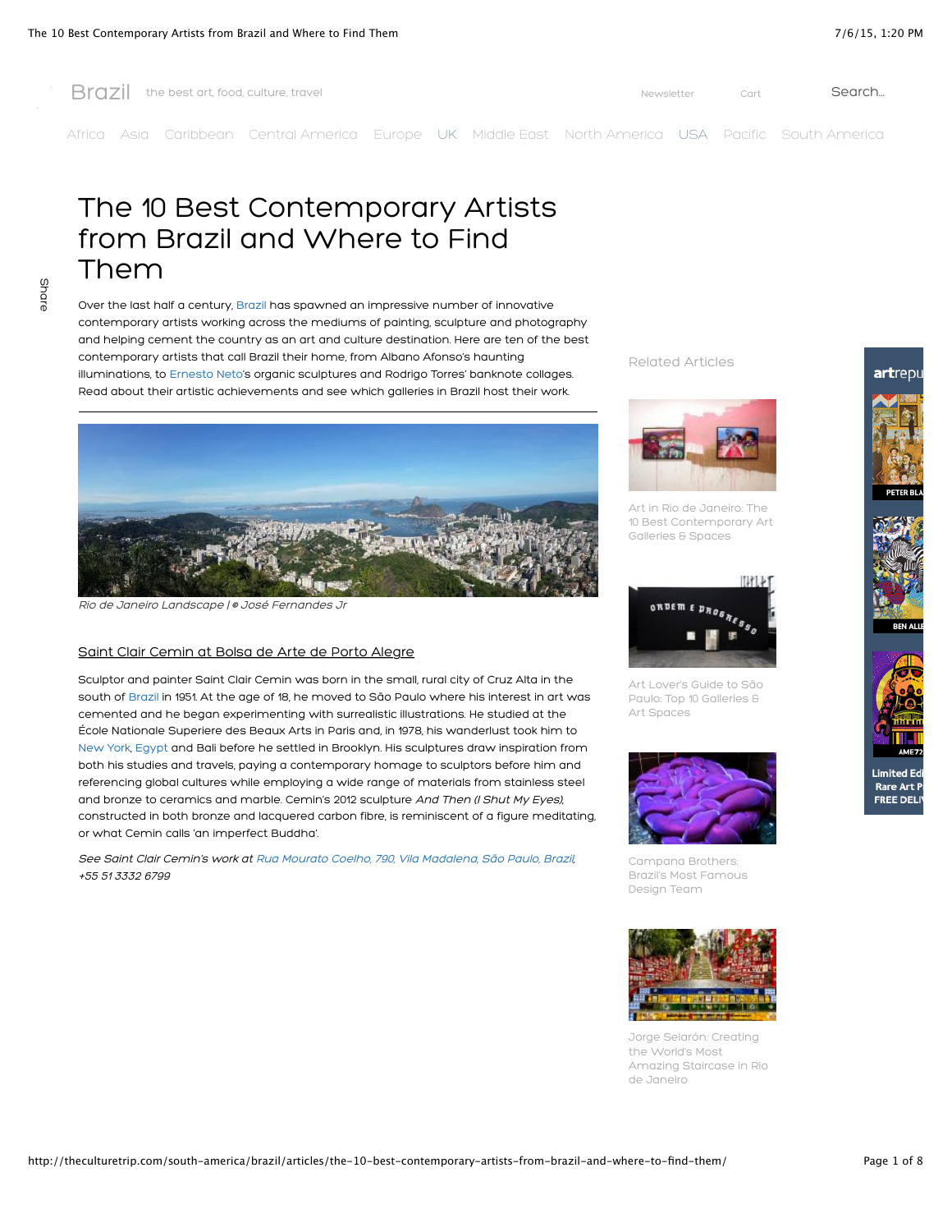# The 10 Best Contemporary Artists from Brazil and Where to Find Them

Over the last half a century, Brazil has spawned an impressive number of innovative contemporary artists working across the mediums of painting, sculpture and photography and helping cement the country as an art and culture destination. Here are ten of the best contemporary artists that call Brazil their home, from Albano Afonso's haunting illuminations, to Ernesto Neto's organic sculptures and Rodrigo Torres' banknote collages. Read about their artistic achievements and see which galleries in Brazil host their work.

*Rio de Janeiro Landscape | © José Fernandes Jr*

## Saint Clair Cemin at Bolsa de Arte de Porto Alegre

Sculptor and painter Saint Clair Cemin was born in the small, rural city of Cruz Alta in the south of Brazil in 1951. At the age of 18, he moved to São Paulo where his interest in art was cemented and he began experimenting with surrealistic illustrations. He studied at the École Nationale Superiere des Beaux Arts in Paris and, in 1978, his wanderlust took him to New York, Egypt and Bali before he settled in Brooklyn. His sculptures draw inspiration from both his studies and travels, paying a contemporary homage to sculptors before him and referencing global cultures while employing a wide range of materials from stainless steel and bronze to ceramics and marble. Cemin's 2012 sculpture *And Then (I Shut My Eyes)*, constructed in both bronze and lacquered carbon fibre, is reminiscent of a figure meditating, or what Cemin calls 'an imperfect Buddha'.

*See Saint Clair Cemin's work at Rua Mourato Coelho, 790, Vila Madalena, São Paulo, Brazil, +55 51 3332 6799*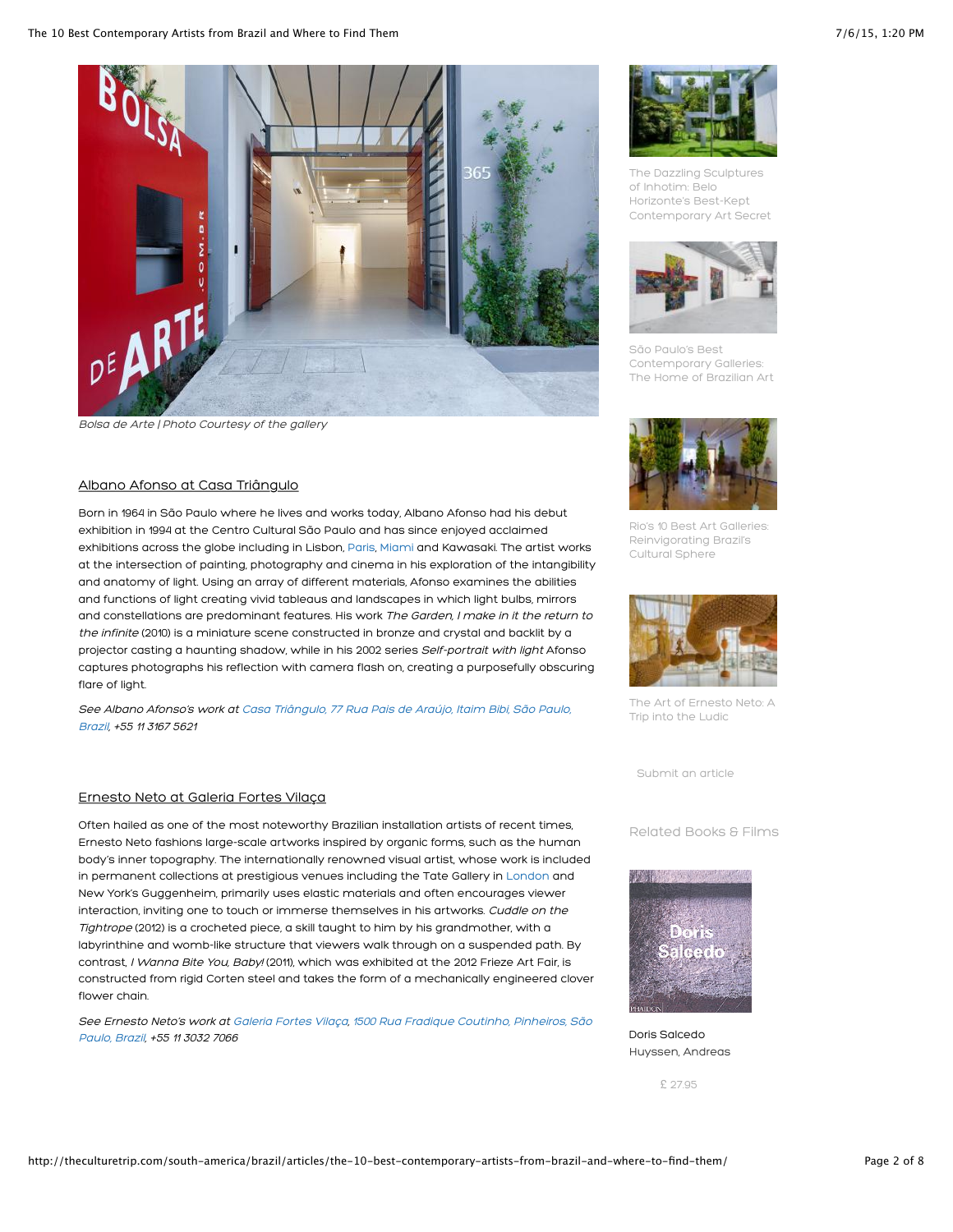Bolsa de Arte | Photo Courtesy of the gallery

## Albano Afonso at Casa Triângulo

Born in 1964 in São Paulo where he lives and works today, Albano Afonso had his debut exhibition in 1994 at the Centro Cultural São Paulo and has since enjoyed acclaimed exhibitions across the globe including in Lisbon, Paris, Miami and Kawasaki. The artist works at the intersection of painting, photography and cinema in his exploration of the intangibility and anatomy of light. Using an array of different materials, Afonso examines the abilities and functions of light creating vivid tableaus and landscapes in which light bulbs, mirrors and constellations are predominant features. His work *The Garden, I make in it the return to the infinite* (2010) is a miniature scene constructed in bronze and crystal and backlit by a projector casting a haunting shadow, while in his 2002 series *Self-portrait with light* Afonso captures photographs his reflection with camera flash on, creating a purposefully obscuring flare of light.

*See Albano Afonso's work at Casa Triângulo, 77 Rua Pais de Araújo, Itaim Bibi, São Paulo, Brazil, +55 11 3167 5621*

## Ernesto Neto at Galeria Fortes Vilaça

Often hailed as one of the most noteworthy Brazilian installation artists of recent times, Ernesto Neto fashions large-scale artworks inspired by organic forms, such as the human body's inner topography. The internationally renowned visual artist, whose work is included in permanent collections at prestigious venues including the Tate Gallery in London and New York's Guggenheim, primarily uses elastic materials and often encourages viewer interaction, inviting one to touch or immerse themselves in his artworks. *Cuddle on the Tightrope* (2012) is a crocheted piece, a skill taught to him by his grandmother, with a labyrinthine and womb-like structure that viewers walk through on a suspended path. By contrast, *I Wanna Bite You, Baby!* (2011), which was exhibited at the 2012 Frieze Art Fair, is constructed from rigid Corten steel and takes the form of a mechanically engineered clover flower chain.

*See Ernesto Neto's work at Galeria Fortes Vilaça, 1500 Rua Fradique Coutinho, Pinheiros, São Paulo, Brazil, +55 11 3032 7066*

The Dazzling Sculptures of Inhotim: Belo Horizonte's Best-Kept Contemporary Art Secret

São Paulo's Best Contemporary Galleries: The Home of Brazilian Art

Rio's 10 Best Art Galleries: Reinvigorating Brazil's Cultural Sphere

The Art of Ernesto Neto: A Trip into the Ludic

Submit an article

Related Books & Films

Doris Salcedo
Huyssen, Andreas

£ 27.95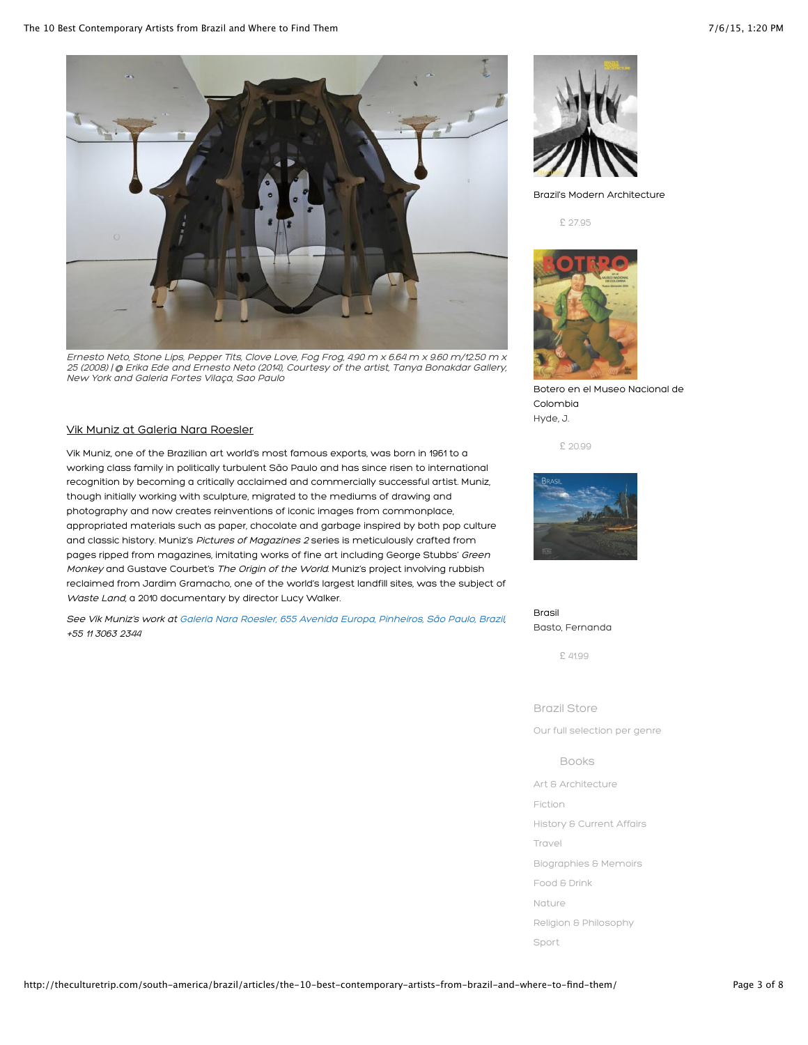*Ernesto Neto, Stone Lips, Pepper Tits, Clove Love, Fog Frog, 4.90 m x 6.64 m x 9.60 m/12.50 m x 25 (2008) | @ Erika Ede and Ernesto Neto (2014), Courtesy of the artist, Tanya Bonakdar Gallery, New York and Galeria Fortes Vilaça, Sao Paulo*

## Vik Muniz at Galeria Nara Roesler

Vik Muniz, one of the Brazilian art world's most famous exports, was born in 1961 to a working class family in politically turbulent São Paulo and has since risen to international recognition by becoming a critically acclaimed and commercially successful artist. Muniz, though initially working with sculpture, migrated to the mediums of drawing and photography and now creates reinventions of iconic images from commonplace, appropriated materials such as paper, chocolate and garbage inspired by both pop culture and classic history. Muniz's *Pictures of Magazines 2* series is meticulously crafted from pages ripped from magazines, imitating works of fine art including George Stubbs' *Green Monkey* and Gustave Courbet's *The Origin of the World*. Muniz's project involving rubbish reclaimed from Jardim Gramacho, one of the world's largest landfill sites, was the subject of *Waste Land*, a 2010 documentary by director Lucy Walker.

*See Vik Muniz's work at Galeria Nara Roesler, 655 Avenida Europa, Pinheiros, São Paulo, Brazil, +55 11 3063 2344*

Brazil's Modern Architecture

£ 27.95

Botero en el Museo Nacional de Colombia
Hyde, J.

£ 20.99

Brasil
Basto, Fernanda

£ 41.99

Brazil Store

Our full selection per genre

Books

- Art & Architecture
- Fiction
- History & Current Affairs
- Travel
- Biographies & Memoirs
- Food & Drink
- Nature
- Religion & Philosophy
- Sport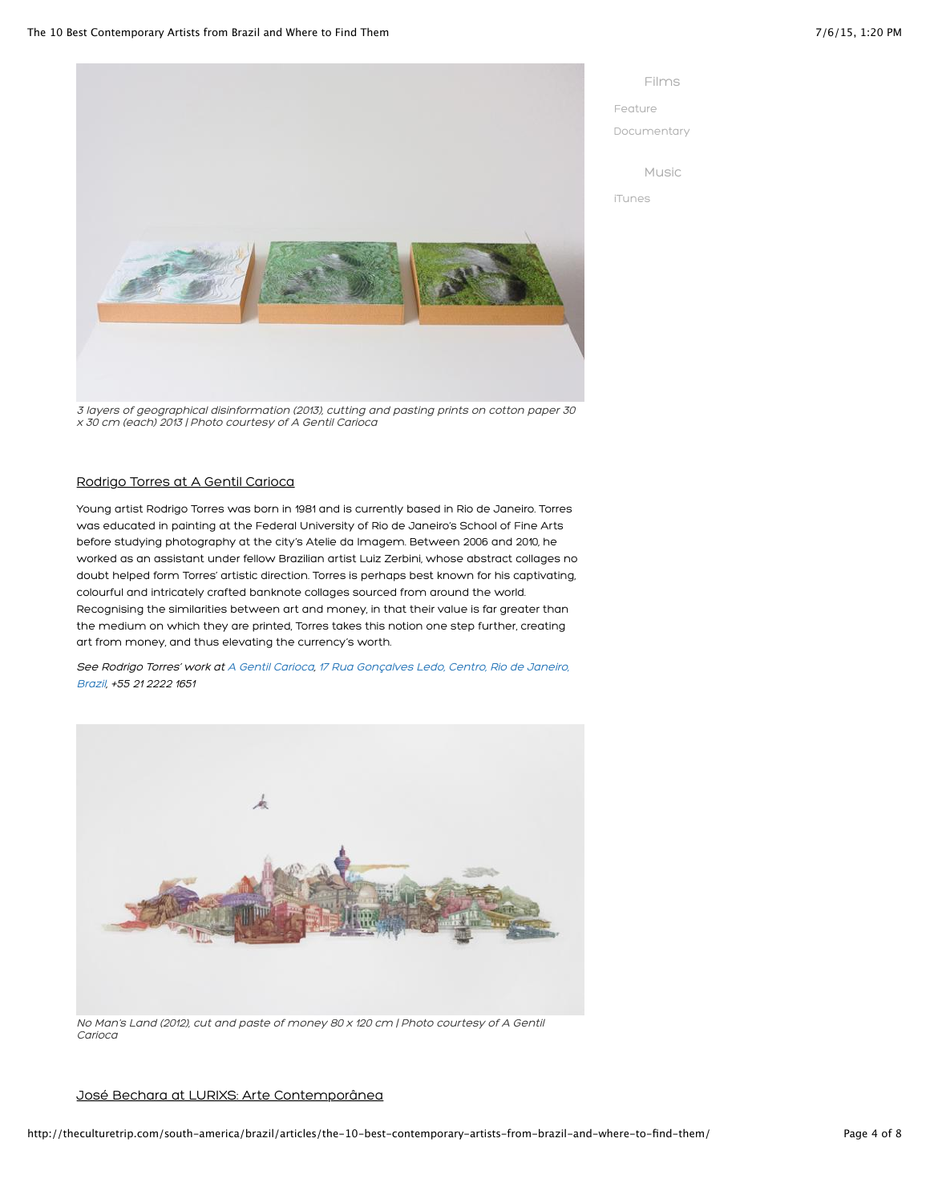Films

Feature

Documentary

Music

iTunes

*3 layers of geographical disinformation (2013), cutting and pasting prints on cotton paper 30 x 30 cm (each) 2013 | Photo courtesy of A Gentil Carioca*

## Rodrigo Torres at A Gentil Carioca

Young artist Rodrigo Torres was born in 1981 and is currently based in Rio de Janeiro. Torres was educated in painting at the Federal University of Rio de Janeiro's School of Fine Arts before studying photography at the city's Atelie da Imagem. Between 2006 and 2010, he worked as an assistant under fellow Brazilian artist Luiz Zerbini, whose abstract collages no doubt helped form Torres' artistic direction. Torres is perhaps best known for his captivating, colourful and intricately crafted banknote collages sourced from around the world. Recognising the similarities between art and money, in that their value is far greater than the medium on which they are printed, Torres takes this notion one step further, creating art from money, and thus elevating the currency's worth.

*See Rodrigo Torres' work at A Gentil Carioca, 17 Rua Gonçalves Ledo, Centro, Rio de Janeiro, Brazil, +55 21 2222 1651*

*No Man's Land (2012), cut and paste of money 80 x 120 cm | Photo courtesy of A Gentil Carioca*

## José Bechara at LURIXS: Arte Contemporânea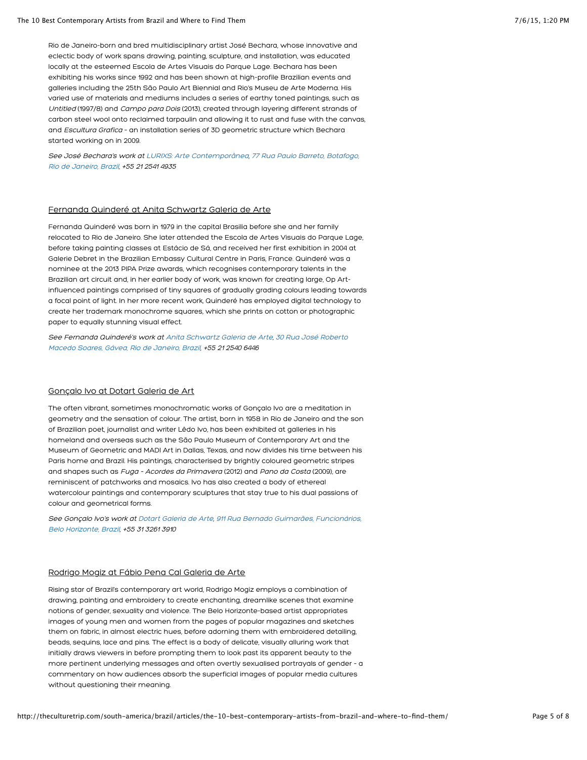Rio de Janeiro-born and bred multidisciplinary artist José Bechara, whose innovative and eclectic body of work spans drawing, painting, sculpture, and installation, was educated locally at the esteemed Escola de Artes Visuais do Parque Lage. Bechara has been exhibiting his works since 1992 and has been shown at high-profile Brazilian events and galleries including the 25th São Paulo Art Biennial and Rio's Museu de Arte Moderna. His varied use of materials and mediums includes a series of earthy toned paintings, such as *Untitled* (1997/8) and *Campo para Dois* (2013), created through layering different strands of carbon steel wool onto reclaimed tarpaulin and allowing it to rust and fuse with the canvas, and *Escultura Grafica* - an installation series of 3D geometric structure which Bechara started working on in 2009.

*See José Bechara's work at LURIXS: Arte Contemporânea, 77 Rua Paulo Barreto, Botafogo, Rio de Janeiro, Brazil, +55 21 2541 4935*

## Fernanda Quinderé at Anita Schwartz Galeria de Arte

Fernanda Quinderé was born in 1979 in the capital Brasilia before she and her family relocated to Rio de Janeiro. She later attended the Escola de Artes Visuais do Parque Lage, before taking painting classes at Estácio de Sá, and received her first exhibition in 2004 at Galerie Debret in the Brazilian Embassy Cultural Centre in Paris, France. Quinderé was a nominee at the 2013 PIPA Prize awards, which recognises contemporary talents in the Brazilian art circuit and, in her earlier body of work, was known for creating large, Op Art-influenced paintings comprised of tiny squares of gradually grading colours leading towards a focal point of light. In her more recent work, Quinderé has employed digital technology to create her trademark monochrome squares, which she prints on cotton or photographic paper to equally stunning visual effect.

*See Fernanda Quinderé's work at Anita Schwartz Galeria de Arte, 30 Rua José Roberto Macedo Soares, Gávea, Rio de Janeiro, Brazil, +55 21 2540 6446*

## Gonçalo Ivo at Dotart Galeria de Art

The often vibrant, sometimes monochromatic works of Gonçalo Ivo are a meditation in geometry and the sensation of colour. The artist, born in 1958 in Rio de Janeiro and the son of Brazilian poet, journalist and writer Lêdo Ivo, has been exhibited at galleries in his homeland and overseas such as the São Paulo Museum of Contemporary Art and the Museum of Geometric and MADI Art in Dallas, Texas, and now divides his time between his Paris home and Brazil. His paintings, characterised by brightly coloured geometric stripes and shapes such as *Fuga - Acordes da Primavera* (2012) and *Pano da Costa* (2009), are reminiscent of patchworks and mosaics. Ivo has also created a body of ethereal watercolour paintings and contemporary sculptures that stay true to his dual passions of colour and geometrical forms.

*See Gonçalo Ivo's work at Dotart Galeria de Arte, 911 Rua Bernado Guimarães, Funcionários, Belo Horizonte, Brazil, +55 31 3261 3910*

## Rodrigo Mogiz at Fábio Pena Cal Galeria de Arte

Rising star of Brazil's contemporary art world, Rodrigo Mogiz employs a combination of drawing, painting and embroidery to create enchanting, dreamlike scenes that examine notions of gender, sexuality and violence. The Belo Horizonte-based artist appropriates images of young men and women from the pages of popular magazines and sketches them on fabric, in almost electric hues, before adorning them with embroidered detailing, beads, sequins, lace and pins. The effect is a body of delicate, visually alluring work that initially draws viewers in before prompting them to look past its apparent beauty to the more pertinent underlying messages and often overtly sexualised portrayals of gender - a commentary on how audiences absorb the superficial images of popular media cultures without questioning their meaning.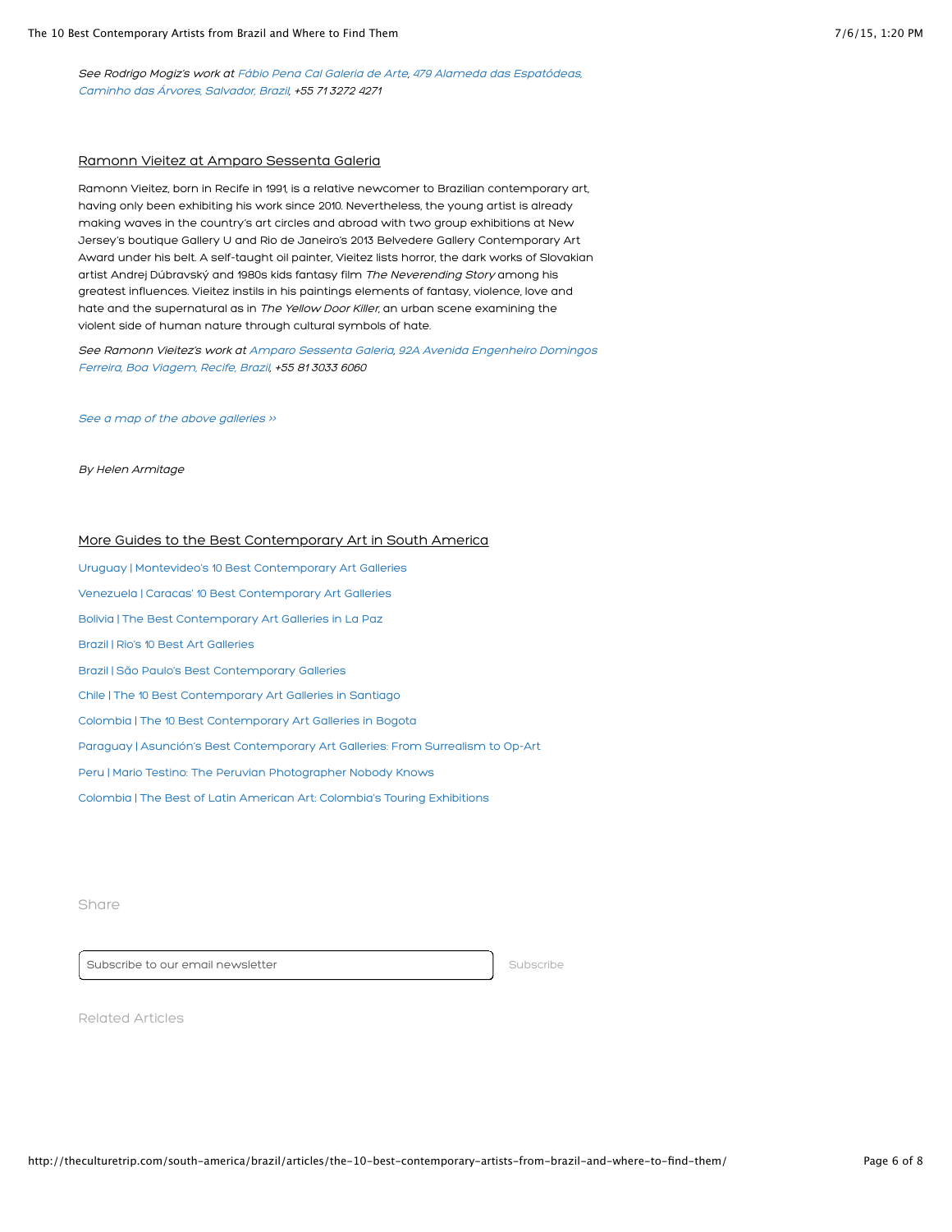*See Rodrigo Mogiz's work at Fábio Pena Cal Galeria de Arte, 479 Alameda das Espatódeas, Caminho das Árvores, Salvador, Brazil, +55 71 3272 4271*

## Ramonn Vieitez at Amparo Sessenta Galeria

Ramonn Vieitez, born in Recife in 1991, is a relative newcomer to Brazilian contemporary art, having only been exhibiting his work since 2010. Nevertheless, the young artist is already making waves in the country's art circles and abroad with two group exhibitions at New Jersey's boutique Gallery U and Rio de Janeiro's 2013 Belvedere Gallery Contemporary Art Award under his belt. A self-taught oil painter, Vieitez lists horror, the dark works of Slovakian artist Andrej Dúbravský and 1980s kids fantasy film *The Neverending Story* among his greatest influences. Vieitez instils in his paintings elements of fantasy, violence, love and hate and the supernatural as in *The Yellow Door Killer*, an urban scene examining the violent side of human nature through cultural symbols of hate.

*See Ramonn Vieitez's work at Amparo Sessenta Galeria, 92A Avenida Engenheiro Domingos Ferreira, Boa Viagem, Recife, Brazil, +55 81 3033 6060*

*See a map of the above galleries ››*

*By Helen Armitage*

## More Guides to the Best Contemporary Art in South America

Uruguay | Montevideo's 10 Best Contemporary Art Galleries

Venezuela | Caracas' 10 Best Contemporary Art Galleries

Bolivia | The Best Contemporary Art Galleries in La Paz

Brazil | Rio's 10 Best Art Galleries

Brazil | São Paulo's Best Contemporary Galleries

Chile | The 10 Best Contemporary Art Galleries in Santiago

Colombia | The 10 Best Contemporary Art Galleries in Bogota

Paraguay | Asunción's Best Contemporary Art Galleries: From Surrealism to Op-Art

Peru | Mario Testino: The Peruvian Photographer Nobody Knows

Colombia | The Best of Latin American Art: Colombia's Touring Exhibitions

Share

Subscribe to our email newsletter

Subscribe

Related Articles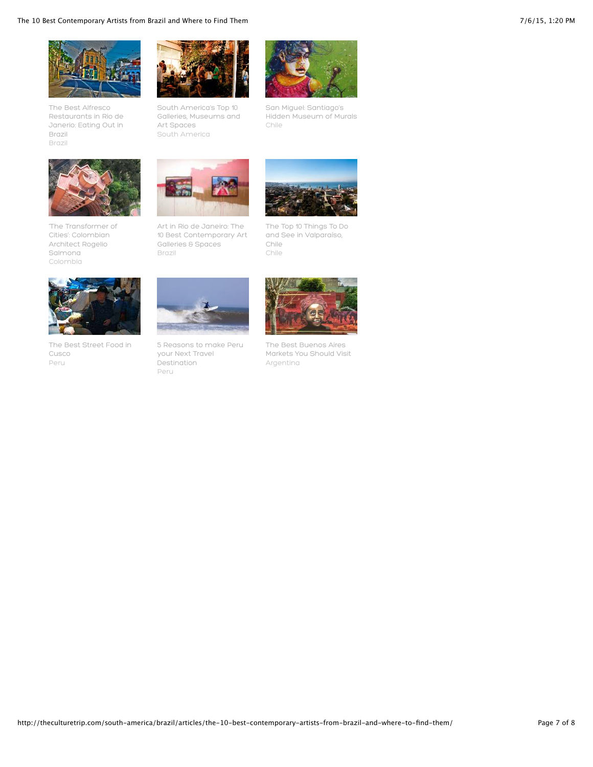The Best Alfresco Restaurants in Rio de Janerio: Eating Out in Brazil
Brazil

South America's Top 10 Galleries, Museums and Art Spaces
South America

San Miguel: Santiago's Hidden Museum of Murals
Chile

'The Transformer of Cities': Colombian Architect Rogelio Salmona
Colombia

Art in Rio de Janeiro: The 10 Best Contemporary Art Galleries & Spaces
Brazil

The Top 10 Things To Do and See in Valparaíso, Chile
Chile

The Best Street Food in Cusco
Peru

5 Reasons to make Peru your Next Travel Destination
Peru

The Best Buenos Aires Markets You Should Visit
Argentina